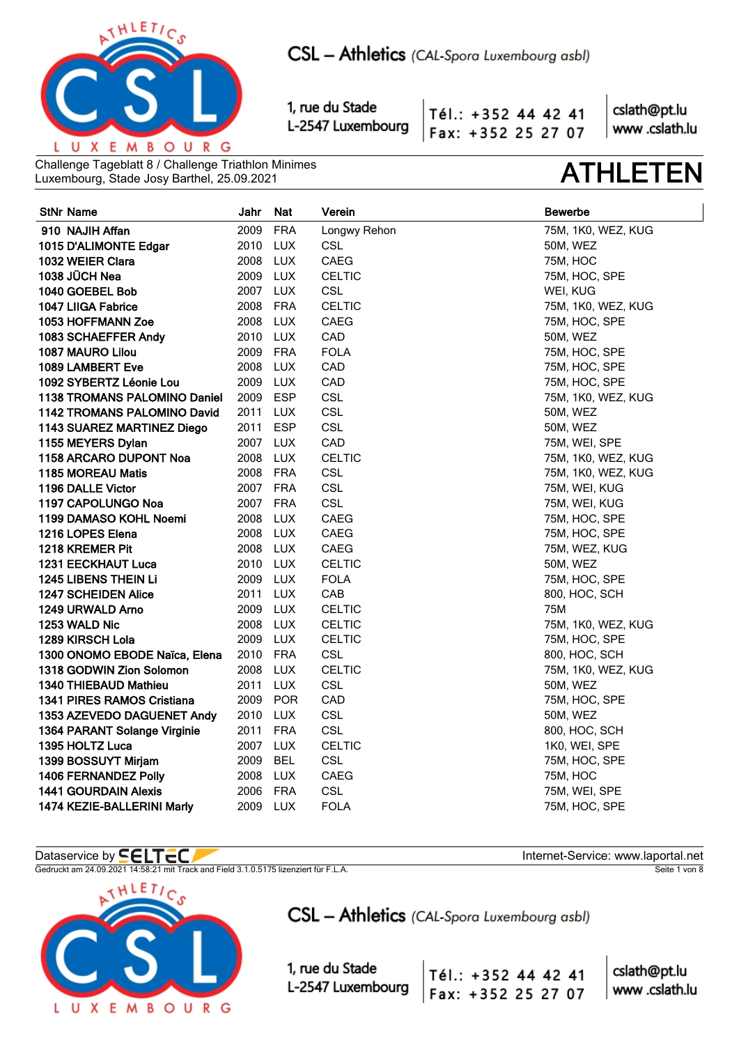# CSL – Athletics (CAL-Spora Luxembourg asbl)

1, rue du Stade
L-2547 Luxembourg

Tél.: +352 44 42 41
Fax: +352 25 27 07

cslath@pt.lu
www .cslath.lu

Challenge Tageblatt 8 / Challenge Triathlon Minimes
Luxembourg, Stade Josy Barthel, 25.09.2021

# ATHLETEN

| StNr | Name | Jahr | Nat | Verein | Bewerbe |
|---|---|---|---|---|---|
| 910 | NAJIH Affan | 2009 | FRA | Longwy Rehon | 75M, 1K0, WEZ, KUG |
| 1015 | D'ALIMONTE Edgar | 2010 | LUX | CSL | 50M, WEZ |
| 1032 | WEIER Clara | 2008 | LUX | CAEG | 75M, HOC |
| 1038 | JÜCH Nea | 2009 | LUX | CELTIC | 75M, HOC, SPE |
| 1040 | GOEBEL Bob | 2007 | LUX | CSL | WEI, KUG |
| 1047 | LIIGA Fabrice | 2008 | FRA | CELTIC | 75M, 1K0, WEZ, KUG |
| 1053 | HOFFMANN Zoe | 2008 | LUX | CAEG | 75M, HOC, SPE |
| 1083 | SCHAEFFER Andy | 2010 | LUX | CAD | 50M, WEZ |
| 1087 | MAURO Lilou | 2009 | FRA | FOLA | 75M, HOC, SPE |
| 1089 | LAMBERT Eve | 2008 | LUX | CAD | 75M, HOC, SPE |
| 1092 | SYBERTZ Léonie Lou | 2009 | LUX | CAD | 75M, HOC, SPE |
| 1138 | TROMANS PALOMINO Daniel | 2009 | ESP | CSL | 75M, 1K0, WEZ, KUG |
| 1142 | TROMANS PALOMINO David | 2011 | LUX | CSL | 50M, WEZ |
| 1143 | SUAREZ MARTINEZ Diego | 2011 | ESP | CSL | 50M, WEZ |
| 1155 | MEYERS Dylan | 2007 | LUX | CAD | 75M, WEI, SPE |
| 1158 | ARCARO DUPONT Noa | 2008 | LUX | CELTIC | 75M, 1K0, WEZ, KUG |
| 1185 | MOREAU Matis | 2008 | FRA | CSL | 75M, 1K0, WEZ, KUG |
| 1196 | DALLE Victor | 2007 | FRA | CSL | 75M, WEI, KUG |
| 1197 | CAPOLUNGO Noa | 2007 | FRA | CSL | 75M, WEI, KUG |
| 1199 | DAMASO KOHL Noemi | 2008 | LUX | CAEG | 75M, HOC, SPE |
| 1216 | LOPES Elena | 2008 | LUX | CAEG | 75M, HOC, SPE |
| 1218 | KREMER Pit | 2008 | LUX | CAEG | 75M, WEZ, KUG |
| 1231 | EECKHAUT Luca | 2010 | LUX | CELTIC | 50M, WEZ |
| 1245 | LIBENS THEIN Li | 2009 | LUX | FOLA | 75M, HOC, SPE |
| 1247 | SCHEIDEN Alice | 2011 | LUX | CAB | 800, HOC, SCH |
| 1249 | URWALD Arno | 2009 | LUX | CELTIC | 75M |
| 1253 | WALD Nic | 2008 | LUX | CELTIC | 75M, 1K0, WEZ, KUG |
| 1289 | KIRSCH Lola | 2009 | LUX | CELTIC | 75M, HOC, SPE |
| 1300 | ONOMO EBODE Naïca, Elena | 2010 | FRA | CSL | 800, HOC, SCH |
| 1318 | GODWIN Zion Solomon | 2008 | LUX | CELTIC | 75M, 1K0, WEZ, KUG |
| 1340 | THIEBAUD Mathieu | 2011 | LUX | CSL | 50M, WEZ |
| 1341 | PIRES RAMOS Cristiana | 2009 | POR | CAD | 75M, HOC, SPE |
| 1353 | AZEVEDO DAGUENET Andy | 2010 | LUX | CSL | 50M, WEZ |
| 1364 | PARANT Solange Virginie | 2011 | FRA | CSL | 800, HOC, SCH |
| 1395 | HOLTZ Luca | 2007 | LUX | CELTIC | 1K0, WEI, SPE |
| 1399 | BOSSUYT Mirjam | 2009 | BEL | CSL | 75M, HOC, SPE |
| 1406 | FERNANDEZ Polly | 2008 | LUX | CAEG | 75M, HOC |
| 1441 | GOURDAIN Alexis | 2006 | FRA | CSL | 75M, WEI, SPE |
| 1474 | KEZIE-BALLERINI Marly | 2009 | LUX | FOLA | 75M, HOC, SPE |

Dataservice by SELTEC
Internet-Service: www.laportal.net
Gedruckt am 24.09.2021 14:58:21 mit Track and Field 3.1.0.5175 lizenziert für F.L.A.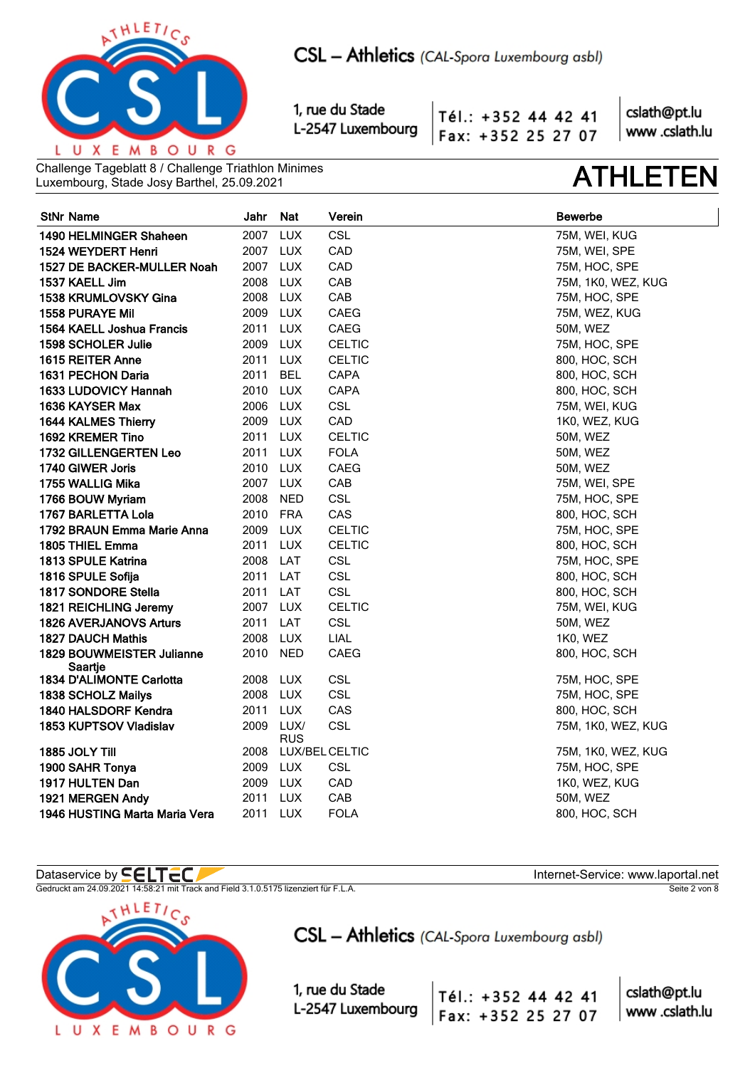Challenge Tageblatt 8 / Challenge Triathlon Minimes
Luxembourg, Stade Josy Barthel, 25.09.2021

# ATHLETEN

| StNr | Name | Jahr | Nat | Verein | Bewerbe |
|---|---|---|---|---|---|
| 1490 | HELMINGER Shaheen | 2007 | LUX | CSL | 75M, WEI, KUG |
| 1524 | WEYDERT Henri | 2007 | LUX | CAD | 75M, WEI, SPE |
| 1527 | DE BACKER-MULLER Noah | 2007 | LUX | CAD | 75M, HOC, SPE |
| 1537 | KAELL Jim | 2008 | LUX | CAB | 75M, 1K0, WEZ, KUG |
| 1538 | KRUMLOVSKY Gina | 2008 | LUX | CAB | 75M, HOC, SPE |
| 1558 | PURAYE Mil | 2009 | LUX | CAEG | 75M, WEZ, KUG |
| 1564 | KAELL Joshua Francis | 2011 | LUX | CAEG | 50M, WEZ |
| 1598 | SCHOLER Julie | 2009 | LUX | CELTIC | 75M, HOC, SPE |
| 1615 | REITER Anne | 2011 | LUX | CELTIC | 800, HOC, SCH |
| 1631 | PECHON Daria | 2011 | BEL | CAPA | 800, HOC, SCH |
| 1633 | LUDOVICY Hannah | 2010 | LUX | CAPA | 800, HOC, SCH |
| 1636 | KAYSER Max | 2006 | LUX | CSL | 75M, WEI, KUG |
| 1644 | KALMES Thierry | 2009 | LUX | CAD | 1K0, WEZ, KUG |
| 1692 | KREMER Tino | 2011 | LUX | CELTIC | 50M, WEZ |
| 1732 | GILLENGERTEN Leo | 2011 | LUX | FOLA | 50M, WEZ |
| 1740 | GIWER Joris | 2010 | LUX | CAEG | 50M, WEZ |
| 1755 | WALLIG Mika | 2007 | LUX | CAB | 75M, WEI, SPE |
| 1766 | BOUW Myriam | 2008 | NED | CSL | 75M, HOC, SPE |
| 1767 | BARLETTA Lola | 2010 | FRA | CAS | 800, HOC, SCH |
| 1792 | BRAUN Emma Marie Anna | 2009 | LUX | CELTIC | 75M, HOC, SPE |
| 1805 | THIEL Emma | 2011 | LUX | CELTIC | 800, HOC, SCH |
| 1813 | SPULE Katrina | 2008 | LAT | CSL | 75M, HOC, SPE |
| 1816 | SPULE Sofija | 2011 | LAT | CSL | 800, HOC, SCH |
| 1817 | SONDORE Stella | 2011 | LAT | CSL | 800, HOC, SCH |
| 1821 | REICHLING Jeremy | 2007 | LUX | CELTIC | 75M, WEI, KUG |
| 1826 | AVERJANOVS Arturs | 2011 | LAT | CSL | 50M, WEZ |
| 1827 | DAUCH Mathis | 2008 | LUX | LIAL | 1K0, WEZ |
| 1829 | BOUWMEISTER Julianne Saartje | 2010 | NED | CAEG | 800, HOC, SCH |
| 1834 | D'ALIMONTE Carlotta | 2008 | LUX | CSL | 75M, HOC, SPE |
| 1838 | SCHOLZ Mailys | 2008 | LUX | CSL | 75M, HOC, SPE |
| 1840 | HALSDORF Kendra | 2011 | LUX | CAS | 800, HOC, SCH |
| 1853 | KUPTSOV Vladislav | 2009 | LUX/RUS | CSL | 75M, 1K0, WEZ, KUG |
| 1885 | JOLY Till | 2008 | LUX/BEL | CELTIC | 75M, 1K0, WEZ, KUG |
| 1900 | SAHR Tonya | 2009 | LUX | CSL | 75M, HOC, SPE |
| 1917 | HULTEN Dan | 2009 | LUX | CAD | 1K0, WEZ, KUG |
| 1921 | MERGEN Andy | 2011 | LUX | CAB | 50M, WEZ |
| 1946 | HUSTING Marta Maria Vera | 2011 | LUX | FOLA | 800, HOC, SCH |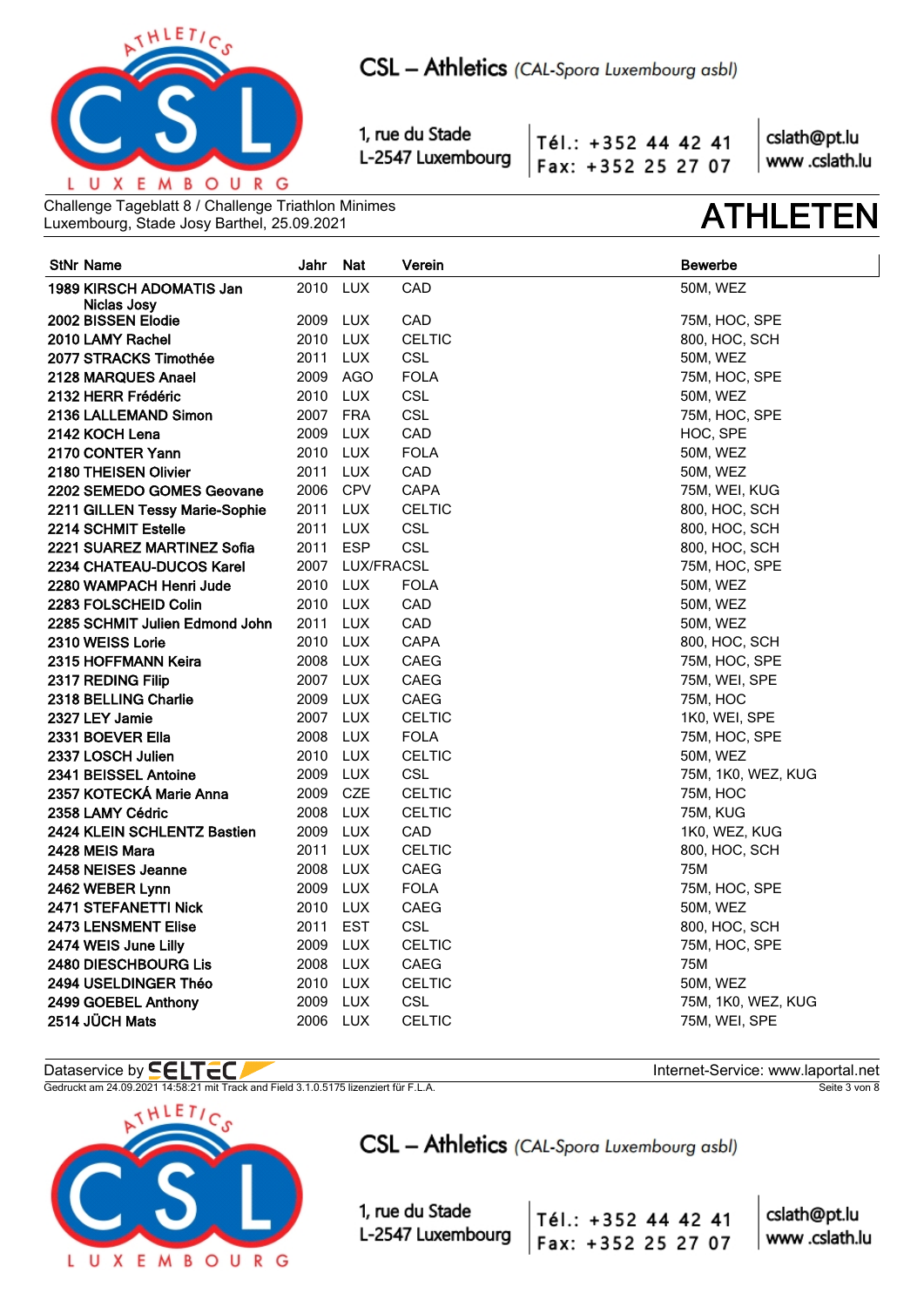CSL – Athletics *(CAL-Spora Luxembourg asbl)*

1, rue du Stade
L-2547 Luxembourg

Tél.: +352 44 42 41
Fax: +352 25 27 07

cslath@pt.lu
www .cslath.lu

Challenge Tageblatt 8 / Challenge Triathlon Minimes
Luxembourg, Stade Josy Barthel, 25.09.2021

# ATHLETEN

| StNr | Name | Jahr | Nat | Verein | Bewerbe |
|---|---|---|---|---|---|
| 1989 | KIRSCH ADOMATIS Jan Niclas Josy | 2010 | LUX | CAD | 50M, WEZ |
| 2002 | BISSEN Elodie | 2009 | LUX | CAD | 75M, HOC, SPE |
| 2010 | LAMY Rachel | 2010 | LUX | CELTIC | 800, HOC, SCH |
| 2077 | STRACKS Timothée | 2011 | LUX | CSL | 50M, WEZ |
| 2128 | MARQUES Anael | 2009 | AGO | FOLA | 75M, HOC, SPE |
| 2132 | HERR Frédéric | 2010 | LUX | CSL | 50M, WEZ |
| 2136 | LALLEMAND Simon | 2007 | FRA | CSL | 75M, HOC, SPE |
| 2142 | KOCH Lena | 2009 | LUX | CAD | HOC, SPE |
| 2170 | CONTER Yann | 2010 | LUX | FOLA | 50M, WEZ |
| 2180 | THEISEN Olivier | 2011 | LUX | CAD | 50M, WEZ |
| 2202 | SEMEDO GOMES Geovane | 2006 | CPV | CAPA | 75M, WEI, KUG |
| 2211 | GILLEN Tessy Marie-Sophie | 2011 | LUX | CELTIC | 800, HOC, SCH |
| 2214 | SCHMIT Estelle | 2011 | LUX | CSL | 800, HOC, SCH |
| 2221 | SUAREZ MARTINEZ Sofia | 2011 | ESP | CSL | 800, HOC, SCH |
| 2234 | CHATEAU-DUCOS Karel | 2007 | LUX/FRA | CSL | 75M, HOC, SPE |
| 2280 | WAMPACH Henri Jude | 2010 | LUX | FOLA | 50M, WEZ |
| 2283 | FOLSCHEID Colin | 2010 | LUX | CAD | 50M, WEZ |
| 2285 | SCHMIT Julien Edmond John | 2011 | LUX | CAD | 50M, WEZ |
| 2310 | WEISS Lorie | 2010 | LUX | CAPA | 800, HOC, SCH |
| 2315 | HOFFMANN Keira | 2008 | LUX | CAEG | 75M, HOC, SPE |
| 2317 | REDING Filip | 2007 | LUX | CAEG | 75M, WEI, SPE |
| 2318 | BELLING Charlie | 2009 | LUX | CAEG | 75M, HOC |
| 2327 | LEY Jamie | 2007 | LUX | CELTIC | 1K0, WEI, SPE |
| 2331 | BOEVER Ella | 2008 | LUX | FOLA | 75M, HOC, SPE |
| 2337 | LOSCH Julien | 2010 | LUX | CELTIC | 50M, WEZ |
| 2341 | BEISSEL Antoine | 2009 | LUX | CSL | 75M, 1K0, WEZ, KUG |
| 2357 | KOTECKÁ Marie Anna | 2009 | CZE | CELTIC | 75M, HOC |
| 2358 | LAMY Cédric | 2008 | LUX | CELTIC | 75M, KUG |
| 2424 | KLEIN SCHLENTZ Bastien | 2009 | LUX | CAD | 1K0, WEZ, KUG |
| 2428 | MEIS Mara | 2011 | LUX | CELTIC | 800, HOC, SCH |
| 2458 | NEISES Jeanne | 2008 | LUX | CAEG | 75M |
| 2462 | WEBER Lynn | 2009 | LUX | FOLA | 75M, HOC, SPE |
| 2471 | STEFANETTI Nick | 2010 | LUX | CAEG | 50M, WEZ |
| 2473 | LENSMENT Elise | 2011 | EST | CSL | 800, HOC, SCH |
| 2474 | WEIS June Lilly | 2009 | LUX | CELTIC | 75M, HOC, SPE |
| 2480 | DIESCHBOURG Lis | 2008 | LUX | CAEG | 75M |
| 2494 | USELDINGER Théo | 2010 | LUX | CELTIC | 50M, WEZ |
| 2499 | GOEBEL Anthony | 2009 | LUX | CSL | 75M, 1K0, WEZ, KUG |
| 2514 | JÜCH Mats | 2006 | LUX | CELTIC | 75M, WEI, SPE |

Dataservice by SELTEC
Internet-Service: www.laportal.net
Gedruckt am 24.09.2021 14:58:21 mit Track and Field 3.1.0.5175 lizenziert für F.L.A.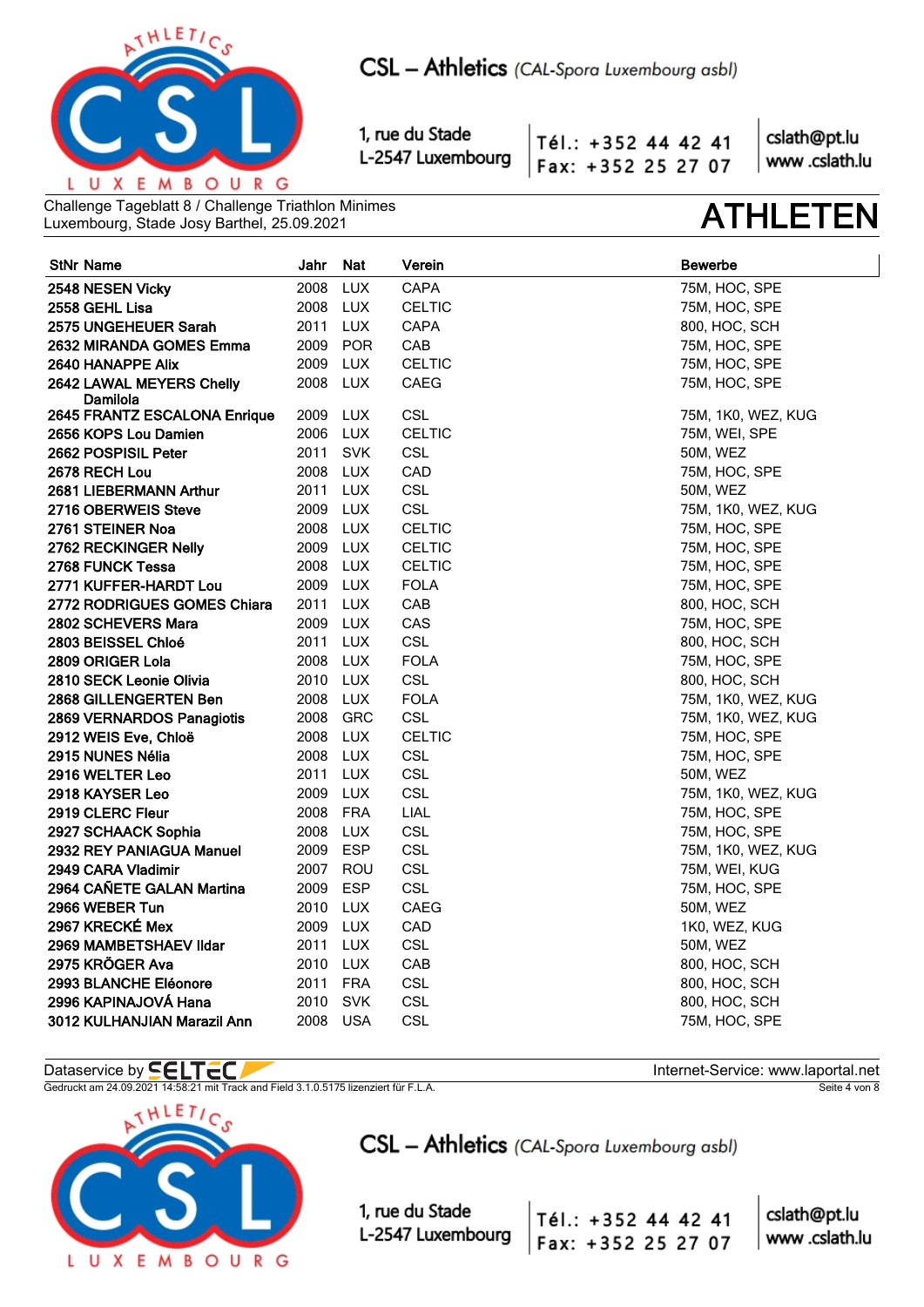CSL – Athletics (CAL-Spora Luxembourg asbl)

1, rue du Stade
L-2547 Luxembourg

Tél.: +352 44 42 41
Fax: +352 25 27 07

cslath@pt.lu
www.cslath.lu

Challenge Tageblatt 8 / Challenge Triathlon Minimes
Luxembourg, Stade Josy Barthel, 25.09.2021

# ATHLETEN

| StNr | Name | Jahr | Nat | Verein | Bewerbe |
|---|---|---|---|---|---|
| 2548 | **NESEN Vicky** | 2008 | LUX | CAPA | 75M, HOC, SPE |
| 2558 | **GEHL Lisa** | 2008 | LUX | CELTIC | 75M, HOC, SPE |
| 2575 | **UNGEHEUER Sarah** | 2011 | LUX | CAPA | 800, HOC, SCH |
| 2632 | **MIRANDA GOMES Emma** | 2009 | POR | CAB | 75M, HOC, SPE |
| 2640 | **HANAPPE Alix** | 2009 | LUX | CELTIC | 75M, HOC, SPE |
| 2642 | **LAWAL MEYERS Chelly Damilola** | 2008 | LUX | CAEG | 75M, HOC, SPE |
| 2645 | **FRANTZ ESCALONA Enrique** | 2009 | LUX | CSL | 75M, 1K0, WEZ, KUG |
| 2656 | **KOPS Lou Damien** | 2006 | LUX | CELTIC | 75M, WEI, SPE |
| 2662 | **POSPISIL Peter** | 2011 | SVK | CSL | 50M, WEZ |
| 2678 | **RECH Lou** | 2008 | LUX | CAD | 75M, HOC, SPE |
| 2681 | **LIEBERMANN Arthur** | 2011 | LUX | CSL | 50M, WEZ |
| 2716 | **OBERWEIS Steve** | 2009 | LUX | CSL | 75M, 1K0, WEZ, KUG |
| 2761 | **STEINER Noa** | 2008 | LUX | CELTIC | 75M, HOC, SPE |
| 2762 | **RECKINGER Nelly** | 2009 | LUX | CELTIC | 75M, HOC, SPE |
| 2768 | **FUNCK Tessa** | 2008 | LUX | CELTIC | 75M, HOC, SPE |
| 2771 | **KUFFER-HARDT Lou** | 2009 | LUX | FOLA | 75M, HOC, SPE |
| 2772 | **RODRIGUES GOMES Chiara** | 2011 | LUX | CAB | 800, HOC, SCH |
| 2802 | **SCHEVERS Mara** | 2009 | LUX | CAS | 75M, HOC, SPE |
| 2803 | **BEISSEL Chloé** | 2011 | LUX | CSL | 800, HOC, SCH |
| 2809 | **ORIGER Lola** | 2008 | LUX | FOLA | 75M, HOC, SPE |
| 2810 | **SECK Leonie Olivia** | 2010 | LUX | CSL | 800, HOC, SCH |
| 2868 | **GILLENGERTEN Ben** | 2008 | LUX | FOLA | 75M, 1K0, WEZ, KUG |
| 2869 | **VERNARDOS Panagiotis** | 2008 | GRC | CSL | 75M, 1K0, WEZ, KUG |
| 2912 | **WEIS Eve, Chloë** | 2008 | LUX | CELTIC | 75M, HOC, SPE |
| 2915 | **NUNES Nélia** | 2008 | LUX | CSL | 75M, HOC, SPE |
| 2916 | **WELTER Leo** | 2011 | LUX | CSL | 50M, WEZ |
| 2918 | **KAYSER Leo** | 2009 | LUX | CSL | 75M, 1K0, WEZ, KUG |
| 2919 | **CLERC Fleur** | 2008 | FRA | LIAL | 75M, HOC, SPE |
| 2927 | **SCHAACK Sophia** | 2008 | LUX | CSL | 75M, HOC, SPE |
| 2932 | **REY PANIAGUA Manuel** | 2009 | ESP | CSL | 75M, 1K0, WEZ, KUG |
| 2949 | **CARA Vladimir** | 2007 | ROU | CSL | 75M, WEI, KUG |
| 2964 | **CAÑETE GALAN Martina** | 2009 | ESP | CSL | 75M, HOC, SPE |
| 2966 | **WEBER Tun** | 2010 | LUX | CAEG | 50M, WEZ |
| 2967 | **KRECKÉ Mex** | 2009 | LUX | CAD | 1K0, WEZ, KUG |
| 2969 | **MAMBETSHAEV Ildar** | 2011 | LUX | CSL | 50M, WEZ |
| 2975 | **KRÖGER Ava** | 2010 | LUX | CAB | 800, HOC, SCH |
| 2993 | **BLANCHE Eléonore** | 2011 | FRA | CSL | 800, HOC, SCH |
| 2996 | **KAPINAJOVÁ Hana** | 2010 | SVK | CSL | 800, HOC, SCH |
| 3012 | **KULHANJIAN Marazil Ann** | 2008 | USA | CSL | 75M, HOC, SPE |

Dataservice by SELTEC — Internet-Service: www.laportal.net

Gedruckt am 24.09.2021 14:58:21 mit Track and Field 3.1.0.5175 lizenziert für F.L.A.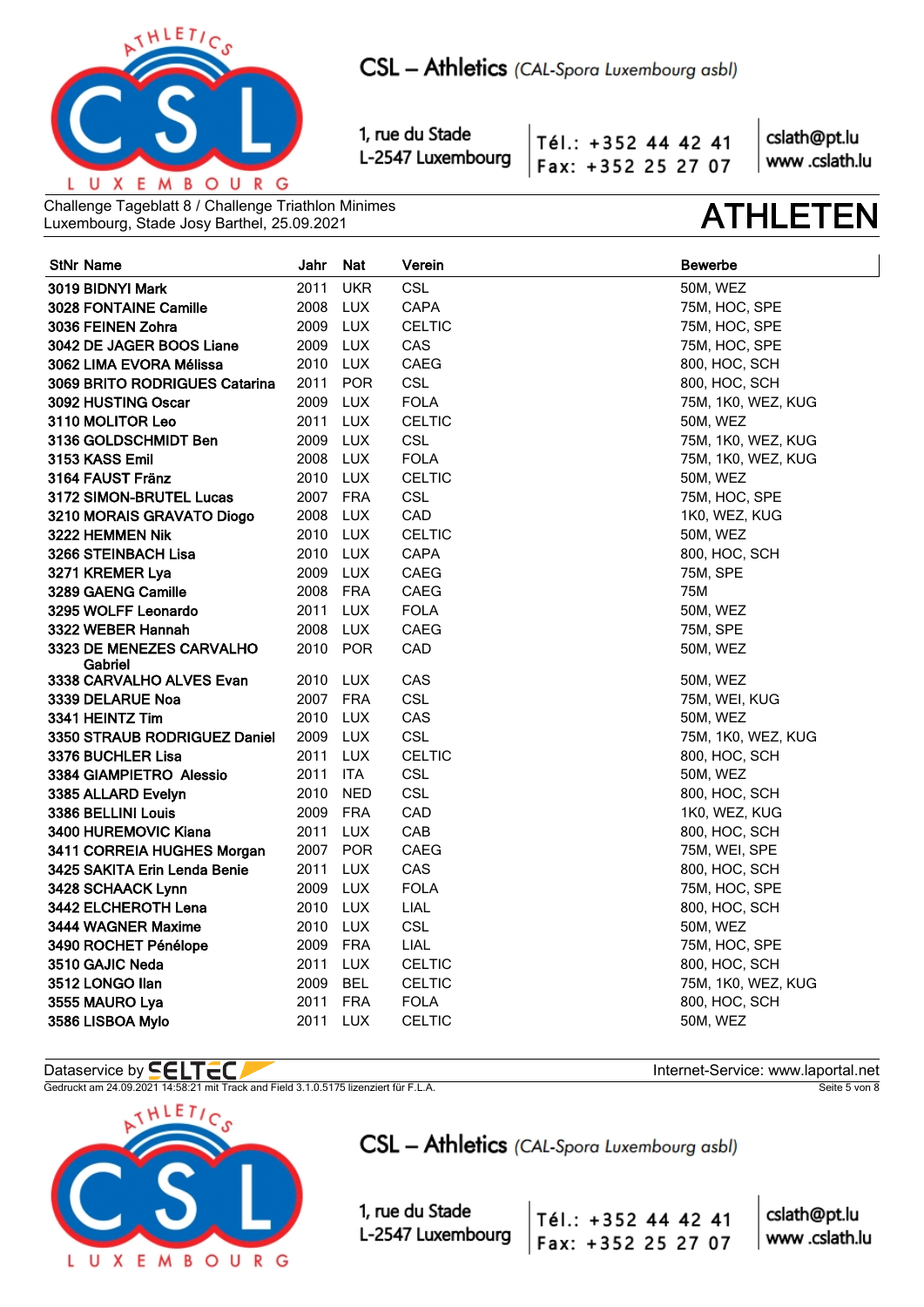Challenge Tageblatt 8 / Challenge Triathlon Minimes
Luxembourg, Stade Josy Barthel, 25.09.2021

# ATHLETEN

| StNr | Name | Jahr | Nat | Verein | Bewerbe |
|---|---|---|---|---|---|
| 3019 | BIDNYI Mark | 2011 | UKR | CSL | 50M, WEZ |
| 3028 | FONTAINE Camille | 2008 | LUX | CAPA | 75M, HOC, SPE |
| 3036 | FEINEN Zohra | 2009 | LUX | CELTIC | 75M, HOC, SPE |
| 3042 | DE JAGER BOOS Liane | 2009 | LUX | CAS | 75M, HOC, SPE |
| 3062 | LIMA EVORA Mélissa | 2010 | LUX | CAEG | 800, HOC, SCH |
| 3069 | BRITO RODRIGUES Catarina | 2011 | POR | CSL | 800, HOC, SCH |
| 3092 | HUSTING Oscar | 2009 | LUX | FOLA | 75M, 1K0, WEZ, KUG |
| 3110 | MOLITOR Leo | 2011 | LUX | CELTIC | 50M, WEZ |
| 3136 | GOLDSCHMIDT Ben | 2009 | LUX | CSL | 75M, 1K0, WEZ, KUG |
| 3153 | KASS Emil | 2008 | LUX | FOLA | 75M, 1K0, WEZ, KUG |
| 3164 | FAUST Fränz | 2010 | LUX | CELTIC | 50M, WEZ |
| 3172 | SIMON-BRUTEL Lucas | 2007 | FRA | CSL | 75M, HOC, SPE |
| 3210 | MORAIS GRAVATO Diogo | 2008 | LUX | CAD | 1K0, WEZ, KUG |
| 3222 | HEMMEN Nik | 2010 | LUX | CELTIC | 50M, WEZ |
| 3266 | STEINBACH Lisa | 2010 | LUX | CAPA | 800, HOC, SCH |
| 3271 | KREMER Lya | 2009 | LUX | CAEG | 75M, SPE |
| 3289 | GAENG Camille | 2008 | FRA | CAEG | 75M |
| 3295 | WOLFF Leonardo | 2011 | LUX | FOLA | 50M, WEZ |
| 3322 | WEBER Hannah | 2008 | LUX | CAEG | 75M, SPE |
| 3323 | DE MENEZES CARVALHO Gabriel | 2010 | POR | CAD | 50M, WEZ |
| 3338 | CARVALHO ALVES Evan | 2010 | LUX | CAS | 50M, WEZ |
| 3339 | DELARUE Noa | 2007 | FRA | CSL | 75M, WEI, KUG |
| 3341 | HEINTZ Tim | 2010 | LUX | CAS | 50M, WEZ |
| 3350 | STRAUB RODRIGUEZ Daniel | 2009 | LUX | CSL | 75M, 1K0, WEZ, KUG |
| 3376 | BUCHLER Lisa | 2011 | LUX | CELTIC | 800, HOC, SCH |
| 3384 | GIAMPIETRO Alessio | 2011 | ITA | CSL | 50M, WEZ |
| 3385 | ALLARD Evelyn | 2010 | NED | CSL | 800, HOC, SCH |
| 3386 | BELLINI Louis | 2009 | FRA | CAD | 1K0, WEZ, KUG |
| 3400 | HUREMOVIC Kiana | 2011 | LUX | CAB | 800, HOC, SCH |
| 3411 | CORREIA HUGHES Morgan | 2007 | POR | CAEG | 75M, WEI, SPE |
| 3425 | SAKITA Erin Lenda Benie | 2011 | LUX | CAS | 800, HOC, SCH |
| 3428 | SCHAACK Lynn | 2009 | LUX | FOLA | 75M, HOC, SPE |
| 3442 | ELCHEROTH Lena | 2010 | LUX | LIAL | 800, HOC, SCH |
| 3444 | WAGNER Maxime | 2010 | LUX | CSL | 50M, WEZ |
| 3490 | ROCHET Pénélope | 2009 | FRA | LIAL | 75M, HOC, SPE |
| 3510 | GAJIC Neda | 2011 | LUX | CELTIC | 800, HOC, SCH |
| 3512 | LONGO Ilan | 2009 | BEL | CELTIC | 75M, 1K0, WEZ, KUG |
| 3555 | MAURO Lya | 2011 | FRA | FOLA | 800, HOC, SCH |
| 3586 | LISBOA Mylo | 2011 | LUX | CELTIC | 50M, WEZ |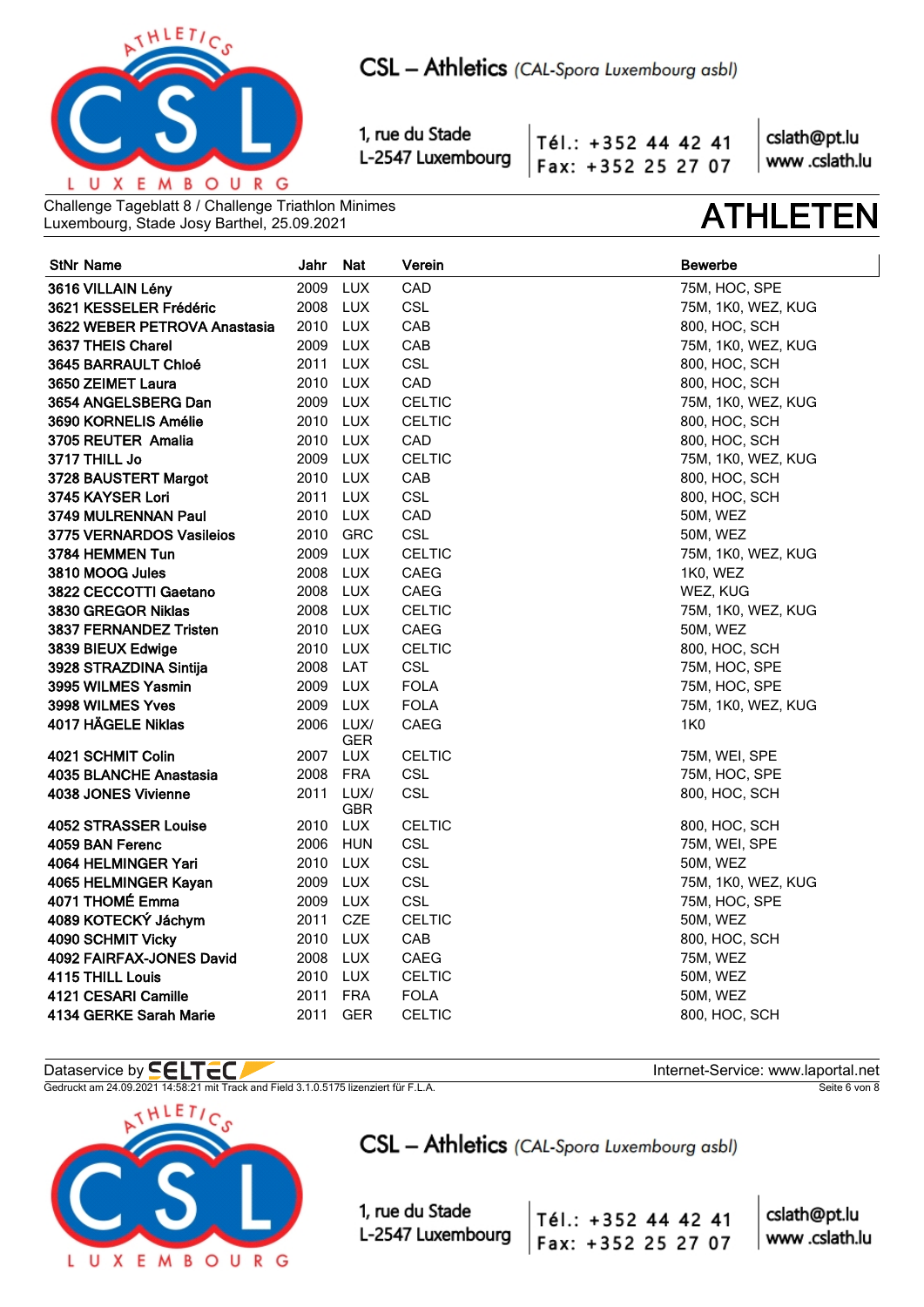Challenge Tageblatt 8 / Challenge Triathlon Minimes
Luxembourg, Stade Josy Barthel, 25.09.2021

# ATHLETEN

| StNr Name | Jahr | Nat | Verein | Bewerbe |
|---|---|---|---|---|
| 3616 VILLAIN Lény | 2009 | LUX | CAD | 75M, HOC, SPE |
| 3621 KESSELER Frédéric | 2008 | LUX | CSL | 75M, 1K0, WEZ, KUG |
| 3622 WEBER PETROVA Anastasia | 2010 | LUX | CAB | 800, HOC, SCH |
| 3637 THEIS Charel | 2009 | LUX | CAB | 75M, 1K0, WEZ, KUG |
| 3645 BARRAULT Chloé | 2011 | LUX | CSL | 800, HOC, SCH |
| 3650 ZEIMET Laura | 2010 | LUX | CAD | 800, HOC, SCH |
| 3654 ANGELSBERG Dan | 2009 | LUX | CELTIC | 75M, 1K0, WEZ, KUG |
| 3690 KORNELIS Amélie | 2010 | LUX | CELTIC | 800, HOC, SCH |
| 3705 REUTER Amalia | 2010 | LUX | CAD | 800, HOC, SCH |
| 3717 THILL Jo | 2009 | LUX | CELTIC | 75M, 1K0, WEZ, KUG |
| 3728 BAUSTERT Margot | 2010 | LUX | CAB | 800, HOC, SCH |
| 3745 KAYSER Lori | 2011 | LUX | CSL | 800, HOC, SCH |
| 3749 MULRENNAN Paul | 2010 | LUX | CAD | 50M, WEZ |
| 3775 VERNARDOS Vasileios | 2010 | GRC | CSL | 50M, WEZ |
| 3784 HEMMEN Tun | 2009 | LUX | CELTIC | 75M, 1K0, WEZ, KUG |
| 3810 MOOG Jules | 2008 | LUX | CAEG | 1K0, WEZ |
| 3822 CECCOTTI Gaetano | 2008 | LUX | CAEG | WEZ, KUG |
| 3830 GREGOR Niklas | 2008 | LUX | CELTIC | 75M, 1K0, WEZ, KUG |
| 3837 FERNANDEZ Tristen | 2010 | LUX | CAEG | 50M, WEZ |
| 3839 BIEUX Edwige | 2010 | LUX | CELTIC | 800, HOC, SCH |
| 3928 STRAZDINA Sintija | 2008 | LAT | CSL | 75M, HOC, SPE |
| 3995 WILMES Yasmin | 2009 | LUX | FOLA | 75M, HOC, SPE |
| 3998 WILMES Yves | 2009 | LUX | FOLA | 75M, 1K0, WEZ, KUG |
| 4017 HÄGELE Niklas | 2006 | LUX/ GER | CAEG | 1K0 |
| 4021 SCHMIT Colin | 2007 | LUX | CELTIC | 75M, WEI, SPE |
| 4035 BLANCHE Anastasia | 2008 | FRA | CSL | 75M, HOC, SPE |
| 4038 JONES Vivienne | 2011 | LUX/ GBR | CSL | 800, HOC, SCH |
| 4052 STRASSER Louise | 2010 | LUX | CELTIC | 800, HOC, SCH |
| 4059 BAN Ferenc | 2006 | HUN | CSL | 75M, WEI, SPE |
| 4064 HELMINGER Yari | 2010 | LUX | CSL | 50M, WEZ |
| 4065 HELMINGER Kayan | 2009 | LUX | CSL | 75M, 1K0, WEZ, KUG |
| 4071 THOMÉ Emma | 2009 | LUX | CSL | 75M, HOC, SPE |
| 4089 KOTECKÝ Jáchym | 2011 | CZE | CELTIC | 50M, WEZ |
| 4090 SCHMIT Vicky | 2010 | LUX | CAB | 800, HOC, SCH |
| 4092 FAIRFAX-JONES David | 2008 | LUX | CAEG | 75M, WEZ |
| 4115 THILL Louis | 2010 | LUX | CELTIC | 50M, WEZ |
| 4121 CESARI Camille | 2011 | FRA | FOLA | 50M, WEZ |
| 4134 GERKE Sarah Marie | 2011 | GER | CELTIC | 800, HOC, SCH |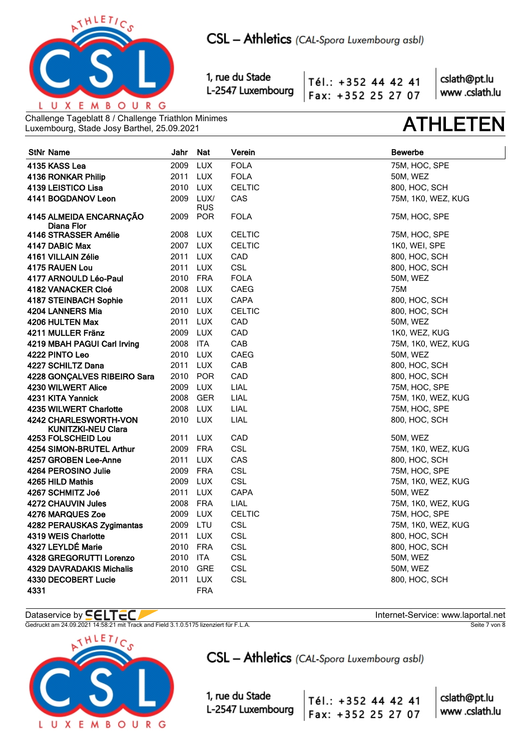# CSL – Athletics (CAL-Spora Luxembourg asbl)

1, rue du Stade
L-2547 Luxembourg

Tél.: +352 44 42 41
Fax: +352 25 27 07

cslath@pt.lu
www .cslath.lu

Challenge Tageblatt 8 / Challenge Triathlon Minimes
Luxembourg, Stade Josy Barthel, 25.09.2021

# ATHLETEN

| StNr | Name | Jahr | Nat | Verein | Bewerbe |
|---|---|---|---|---|---|
| 4135 | KASS Lea | 2009 | LUX | FOLA | 75M, HOC, SPE |
| 4136 | RONKAR Philip | 2011 | LUX | FOLA | 50M, WEZ |
| 4139 | LEISTICO Lisa | 2010 | LUX | CELTIC | 800, HOC, SCH |
| 4141 | BOGDANOV Leon | 2009 | LUX/ RUS | CAS | 75M, 1K0, WEZ, KUG |
| 4145 | ALMEIDA ENCARNAÇÃO Diana Flor | 2009 | POR | FOLA | 75M, HOC, SPE |
| 4146 | STRASSER Amélie | 2008 | LUX | CELTIC | 75M, HOC, SPE |
| 4147 | DABIC Max | 2007 | LUX | CELTIC | 1K0, WEI, SPE |
| 4161 | VILLAIN Zélie | 2011 | LUX | CAD | 800, HOC, SCH |
| 4175 | RAUEN Lou | 2011 | LUX | CSL | 800, HOC, SCH |
| 4177 | ARNOULD Léo-Paul | 2010 | FRA | FOLA | 50M, WEZ |
| 4182 | VANACKER Cloé | 2008 | LUX | CAEG | 75M |
| 4187 | STEINBACH Sophie | 2011 | LUX | CAPA | 800, HOC, SCH |
| 4204 | LANNERS Mia | 2010 | LUX | CELTIC | 800, HOC, SCH |
| 4206 | HULTEN Max | 2011 | LUX | CAD | 50M, WEZ |
| 4211 | MULLER Fränz | 2009 | LUX | CAD | 1K0, WEZ, KUG |
| 4219 | MBAH PAGUI Carl Irving | 2008 | ITA | CAB | 75M, 1K0, WEZ, KUG |
| 4222 | PINTO Leo | 2010 | LUX | CAEG | 50M, WEZ |
| 4227 | SCHILTZ Dana | 2011 | LUX | CAB | 800, HOC, SCH |
| 4228 | GONÇALVES RIBEIRO Sara | 2010 | POR | CAD | 800, HOC, SCH |
| 4230 | WILWERT Alice | 2009 | LUX | LIAL | 75M, HOC, SPE |
| 4231 | KITA Yannick | 2008 | GER | LIAL | 75M, 1K0, WEZ, KUG |
| 4235 | WILWERT Charlotte | 2008 | LUX | LIAL | 75M, HOC, SPE |
| 4242 | CHARLESWORTH-VON KUNITZKI-NEU Clara | 2010 | LUX | LIAL | 800, HOC, SCH |
| 4253 | FOLSCHEID Lou | 2011 | LUX | CAD | 50M, WEZ |
| 4254 | SIMON-BRUTEL Arthur | 2009 | FRA | CSL | 75M, 1K0, WEZ, KUG |
| 4257 | GROBEN Lee-Anne | 2011 | LUX | CAS | 800, HOC, SCH |
| 4264 | PEROSINO Julie | 2009 | FRA | CSL | 75M, HOC, SPE |
| 4265 | HILD Mathis | 2009 | LUX | CSL | 75M, 1K0, WEZ, KUG |
| 4267 | SCHMITZ Joé | 2011 | LUX | CAPA | 50M, WEZ |
| 4272 | CHAUVIN Jules | 2008 | FRA | LIAL | 75M, 1K0, WEZ, KUG |
| 4276 | MARQUES Zoe | 2009 | LUX | CELTIC | 75M, HOC, SPE |
| 4282 | PERAUSKAS Zygimantas | 2009 | LTU | CSL | 75M, 1K0, WEZ, KUG |
| 4319 | WEIS Charlotte | 2011 | LUX | CSL | 800, HOC, SCH |
| 4327 | LEYLDÉ Marie | 2010 | FRA | CSL | 800, HOC, SCH |
| 4328 | GREGORUTTI Lorenzo | 2010 | ITA | CSL | 50M, WEZ |
| 4329 | DAVRADAKIS Michalis | 2010 | GRE | CSL | 50M, WEZ |
| 4330 | DECOBERT Lucie | 2011 | LUX | CSL | 800, HOC, SCH |
| 4331 | | | FRA | | |

Dataservice by SELTEC — Internet-Service: www.laportal.net
Gedruckt am 24.09.2021 14:58:21 mit Track and Field 3.1.0.5175 lizenziert für F.L.A.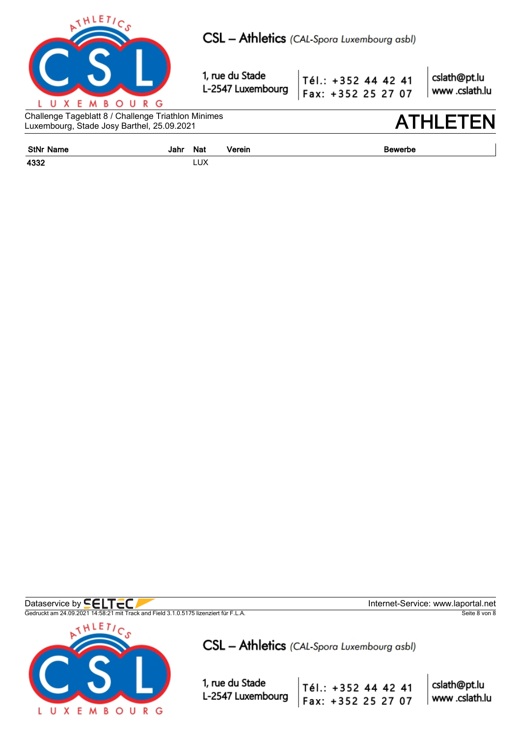Challenge Tageblatt 8 / Challenge Triathlon Minimes
Luxembourg, Stade Josy Barthel, 25.09.2021

# ATHLETEN

| StNr | Name | Jahr | Nat | Verein | Bewerbe |
|---|---|---|---|---|---|
| **4332** | | | LUX | | |